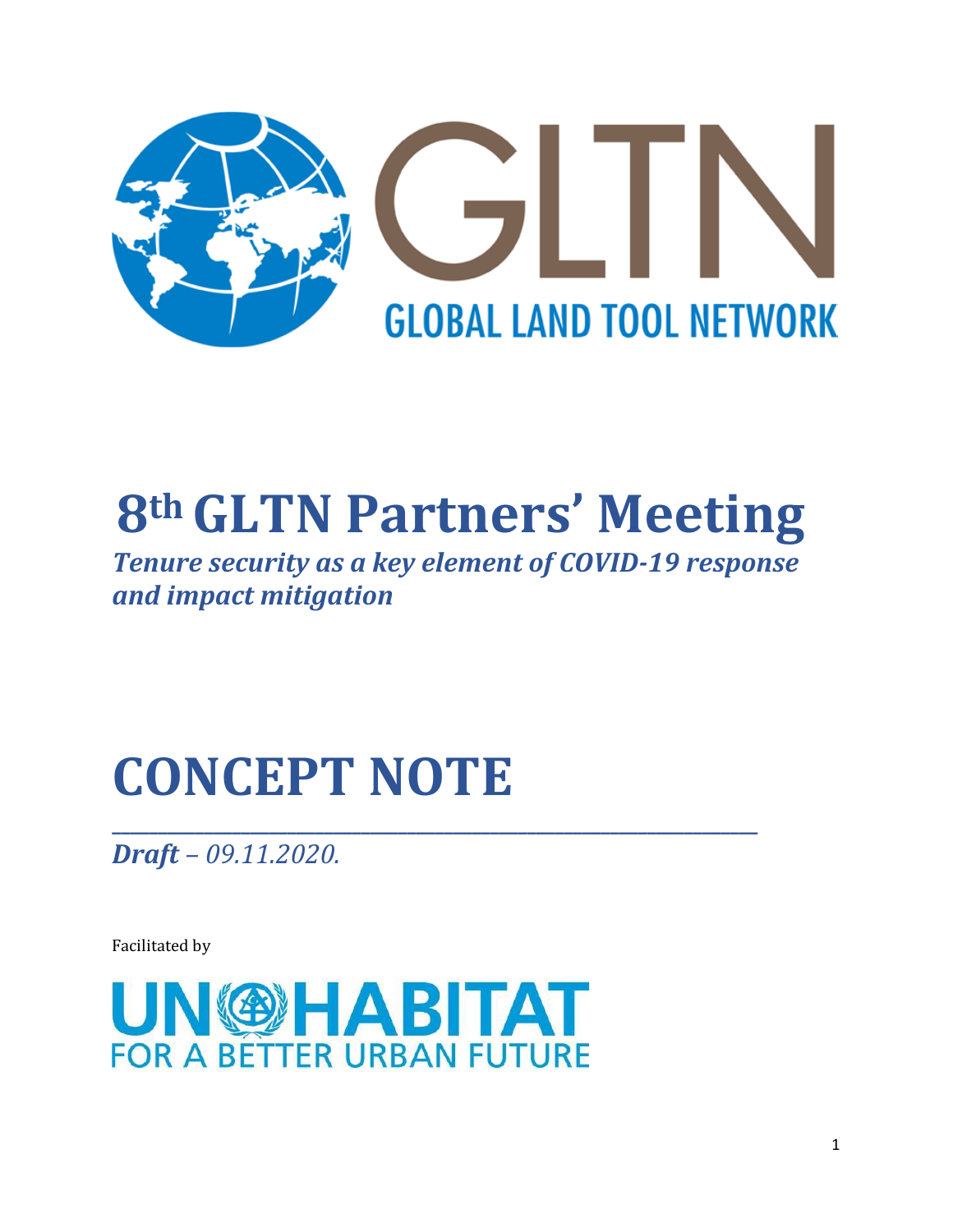GLTN

GLOBAL LAND TOOL NETWORK

# 8th GLTN Partners' Meeting

***Tenure security as a key element of COVID-19 response and impact mitigation***

# CONCEPT NOTE

***Draft*** *– 09.11.2020.*

Facilitated by

UN-HABITAT

FOR A BETTER URBAN FUTURE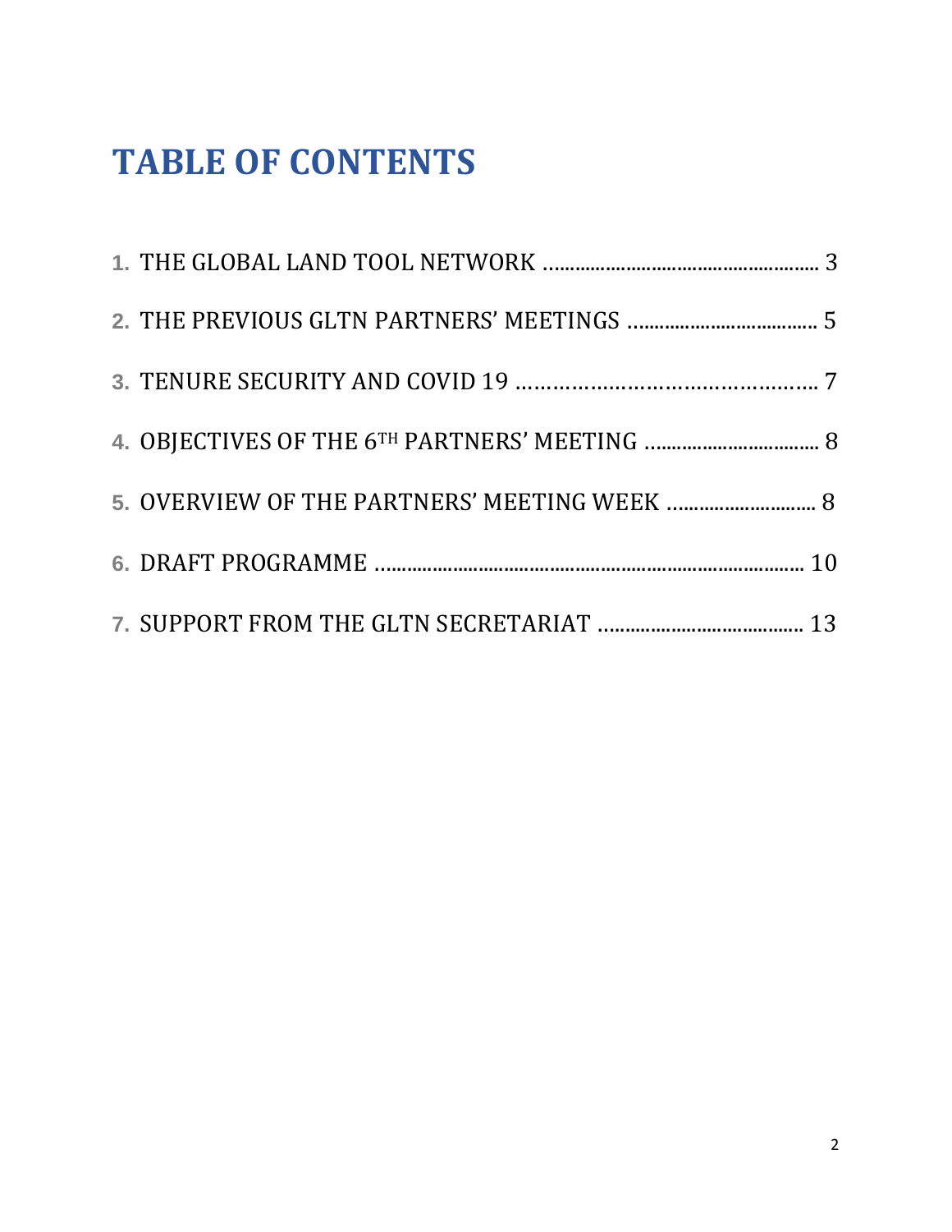# TABLE OF CONTENTS

1. THE GLOBAL LAND TOOL NETWORK ..................................................... 3
2. THE PREVIOUS GLTN PARTNERS' MEETINGS .................................... 5
3. TENURE SECURITY AND COVID 19 ………………………………………….. 7
4. OBJECTIVES OF THE 6TH PARTNERS' MEETING ................................. 8
5. OVERVIEW OF THE PARTNERS' MEETING WEEK ............................ 8
6. DRAFT PROGRAMME .................................................................................. 10
7. SUPPORT FROM THE GLTN SECRETARIAT ....................................... 13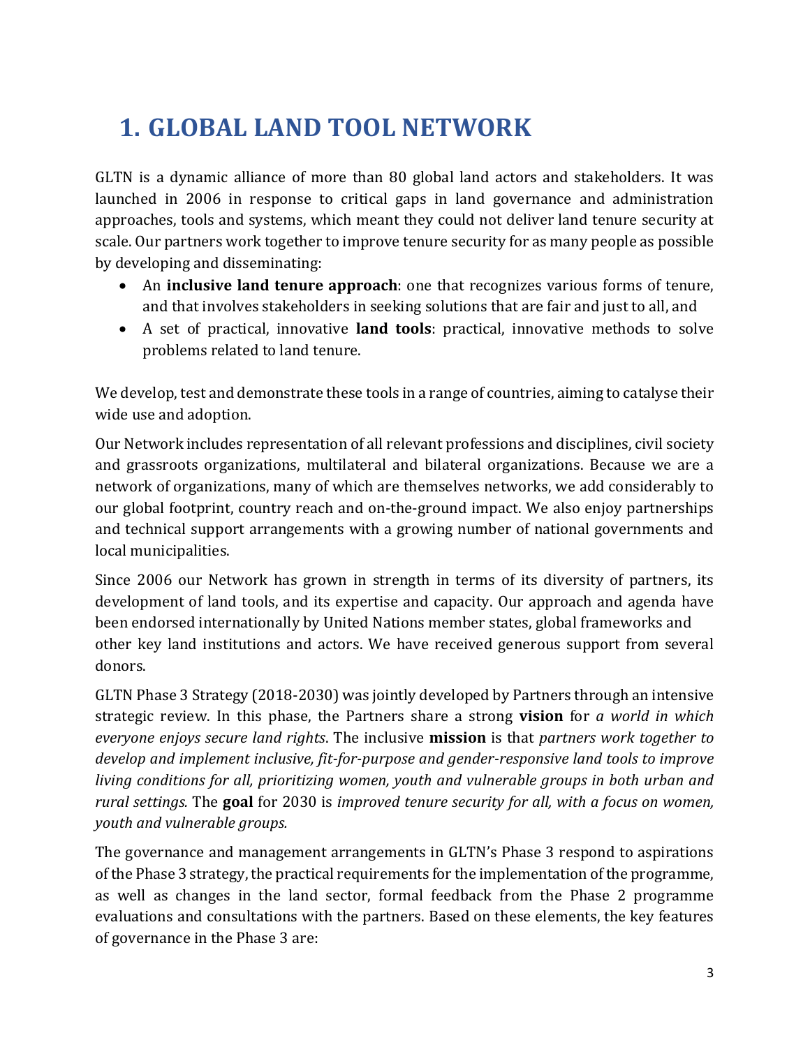# 1. GLOBAL LAND TOOL NETWORK

GLTN is a dynamic alliance of more than 80 global land actors and stakeholders. It was launched in 2006 in response to critical gaps in land governance and administration approaches, tools and systems, which meant they could not deliver land tenure security at scale. Our partners work together to improve tenure security for as many people as possible by developing and disseminating:

- An **inclusive land tenure approach**: one that recognizes various forms of tenure, and that involves stakeholders in seeking solutions that are fair and just to all, and
- A set of practical, innovative **land tools**: practical, innovative methods to solve problems related to land tenure.

We develop, test and demonstrate these tools in a range of countries, aiming to catalyse their wide use and adoption.

Our Network includes representation of all relevant professions and disciplines, civil society and grassroots organizations, multilateral and bilateral organizations. Because we are a network of organizations, many of which are themselves networks, we add considerably to our global footprint, country reach and on-the-ground impact. We also enjoy partnerships and technical support arrangements with a growing number of national governments and local municipalities.

Since 2006 our Network has grown in strength in terms of its diversity of partners, its development of land tools, and its expertise and capacity. Our approach and agenda have been endorsed internationally by United Nations member states, global frameworks and other key land institutions and actors. We have received generous support from several donors.

GLTN Phase 3 Strategy (2018-2030) was jointly developed by Partners through an intensive strategic review. In this phase, the Partners share a strong **vision** for *a world in which everyone enjoys secure land rights*. The inclusive **mission** is that *partners work together to develop and implement inclusive, fit-for-purpose and gender-responsive land tools to improve living conditions for all, prioritizing women, youth and vulnerable groups in both urban and rural settings.* The **goal** for 2030 is *improved tenure security for all, with a focus on women, youth and vulnerable groups.*

The governance and management arrangements in GLTN's Phase 3 respond to aspirations of the Phase 3 strategy, the practical requirements for the implementation of the programme, as well as changes in the land sector, formal feedback from the Phase 2 programme evaluations and consultations with the partners. Based on these elements, the key features of governance in the Phase 3 are: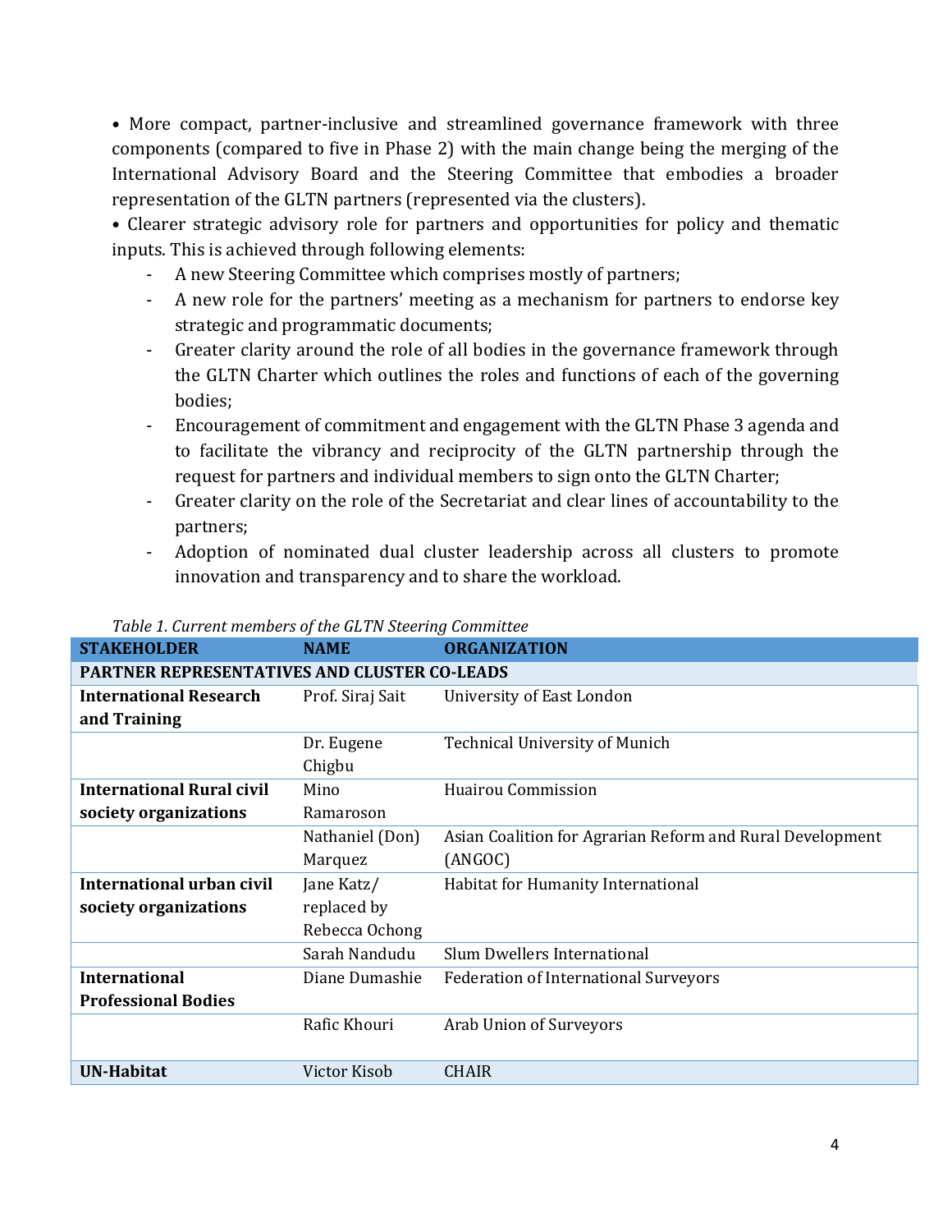• More compact, partner-inclusive and streamlined governance framework with three components (compared to five in Phase 2) with the main change being the merging of the International Advisory Board and the Steering Committee that embodies a broader representation of the GLTN partners (represented via the clusters).

• Clearer strategic advisory role for partners and opportunities for policy and thematic inputs. This is achieved through following elements:

- A new Steering Committee which comprises mostly of partners;
- A new role for the partners' meeting as a mechanism for partners to endorse key strategic and programmatic documents;
- Greater clarity around the role of all bodies in the governance framework through the GLTN Charter which outlines the roles and functions of each of the governing bodies;
- Encouragement of commitment and engagement with the GLTN Phase 3 agenda and to facilitate the vibrancy and reciprocity of the GLTN partnership through the request for partners and individual members to sign onto the GLTN Charter;
- Greater clarity on the role of the Secretariat and clear lines of accountability to the partners;
- Adoption of nominated dual cluster leadership across all clusters to promote innovation and transparency and to share the workload.

*Table 1. Current members of the GLTN Steering Committee*

| STAKEHOLDER | NAME | ORGANIZATION |
|---|---|---|
| **PARTNER REPRESENTATIVES AND CLUSTER CO-LEADS** | | |
| **International Research and Training** | Prof. Siraj Sait | University of East London |
| | Dr. Eugene Chigbu | Technical University of Munich |
| **International Rural civil society organizations** | Mino Ramaroson | Huairou Commission |
| | Nathaniel (Don) Marquez | Asian Coalition for Agrarian Reform and Rural Development (ANGOC) |
| **International urban civil society organizations** | Jane Katz/ replaced by Rebecca Ochong | Habitat for Humanity International |
| | Sarah Nandudu | Slum Dwellers International |
| **International Professional Bodies** | Diane Dumashie | Federation of International Surveyors |
| | Rafic Khouri | Arab Union of Surveyors |
| **UN-Habitat** | Victor Kisob | CHAIR |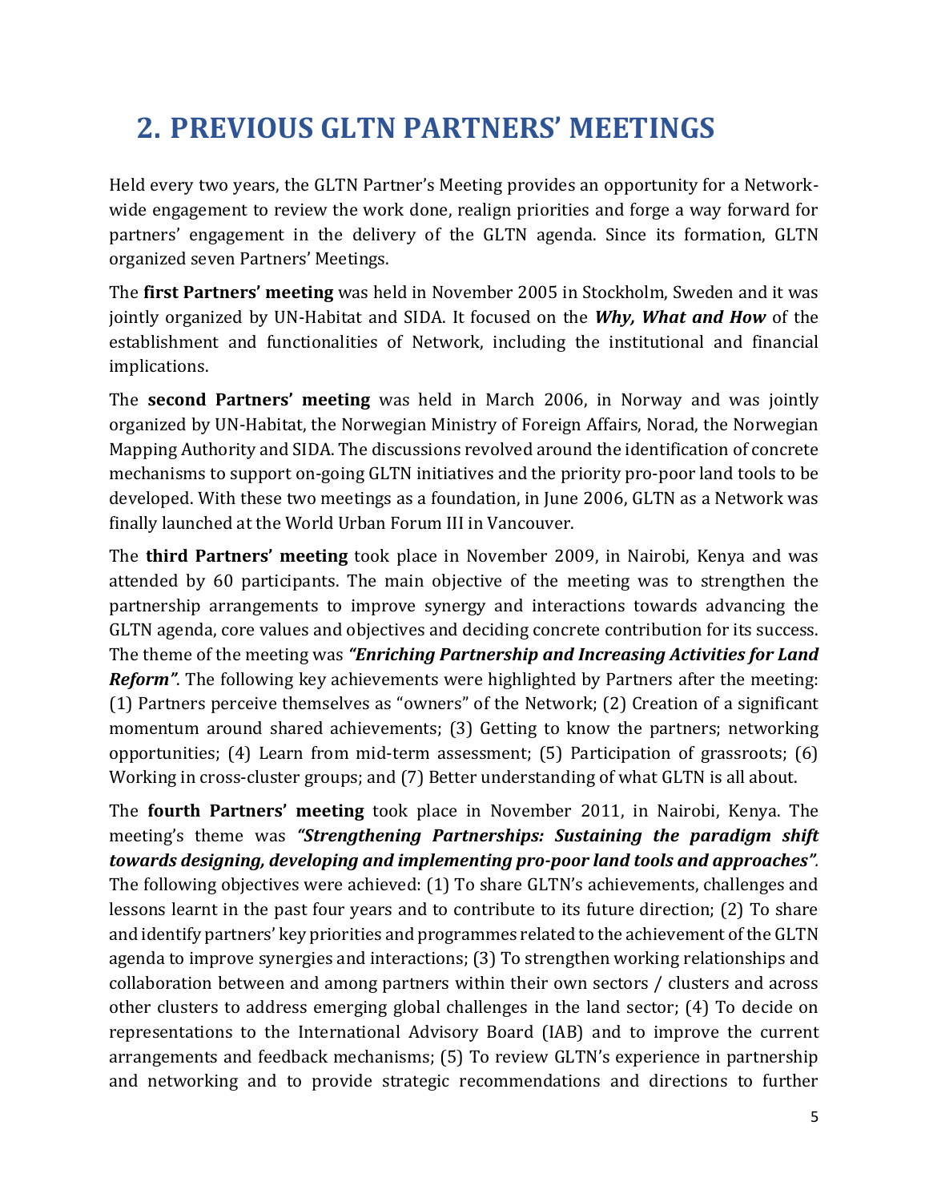# 2. PREVIOUS GLTN PARTNERS' MEETINGS

Held every two years, the GLTN Partner's Meeting provides an opportunity for a Network-wide engagement to review the work done, realign priorities and forge a way forward for partners' engagement in the delivery of the GLTN agenda. Since its formation, GLTN organized seven Partners' Meetings.

The **first Partners' meeting** was held in November 2005 in Stockholm, Sweden and it was jointly organized by UN-Habitat and SIDA. It focused on the ***Why, What and How*** of the establishment and functionalities of Network, including the institutional and financial implications.

The **second Partners' meeting** was held in March 2006, in Norway and was jointly organized by UN-Habitat, the Norwegian Ministry of Foreign Affairs, Norad, the Norwegian Mapping Authority and SIDA. The discussions revolved around the identification of concrete mechanisms to support on-going GLTN initiatives and the priority pro-poor land tools to be developed. With these two meetings as a foundation, in June 2006, GLTN as a Network was finally launched at the World Urban Forum III in Vancouver.

The **third Partners' meeting** took place in November 2009, in Nairobi, Kenya and was attended by 60 participants. The main objective of the meeting was to strengthen the partnership arrangements to improve synergy and interactions towards advancing the GLTN agenda, core values and objectives and deciding concrete contribution for its success. The theme of the meeting was ***"Enriching Partnership and Increasing Activities for Land Reform"***. The following key achievements were highlighted by Partners after the meeting: (1) Partners perceive themselves as "owners" of the Network; (2) Creation of a significant momentum around shared achievements; (3) Getting to know the partners; networking opportunities; (4) Learn from mid-term assessment; (5) Participation of grassroots; (6) Working in cross-cluster groups; and (7) Better understanding of what GLTN is all about.

The **fourth Partners' meeting** took place in November 2011, in Nairobi, Kenya. The meeting's theme was ***"Strengthening Partnerships: Sustaining the paradigm shift towards designing, developing and implementing pro-poor land tools and approaches"***. The following objectives were achieved: (1) To share GLTN's achievements, challenges and lessons learnt in the past four years and to contribute to its future direction; (2) To share and identify partners' key priorities and programmes related to the achievement of the GLTN agenda to improve synergies and interactions; (3) To strengthen working relationships and collaboration between and among partners within their own sectors / clusters and across other clusters to address emerging global challenges in the land sector; (4) To decide on representations to the International Advisory Board (IAB) and to improve the current arrangements and feedback mechanisms; (5) To review GLTN's experience in partnership and networking and to provide strategic recommendations and directions to further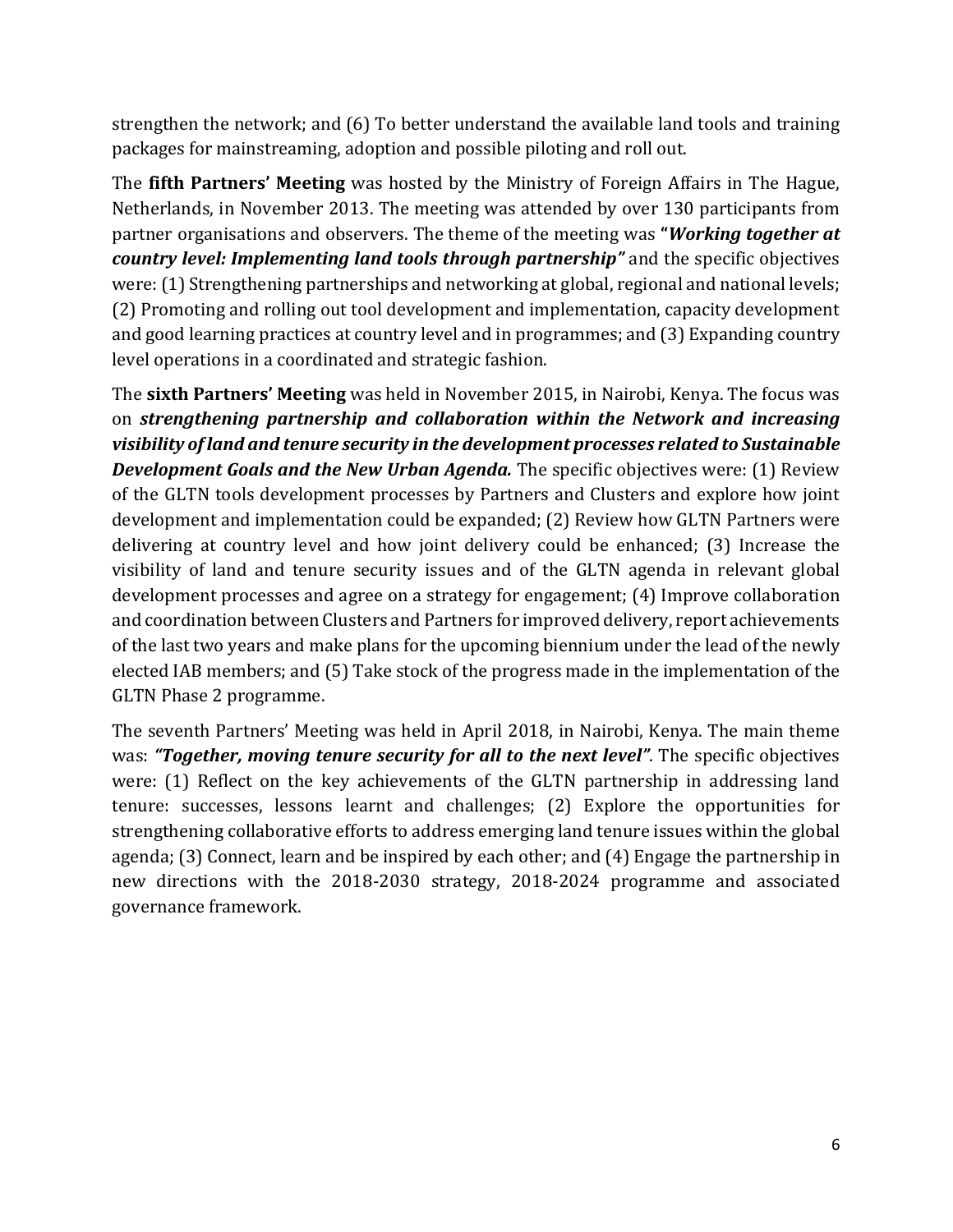strengthen the network; and (6) To better understand the available land tools and training packages for mainstreaming, adoption and possible piloting and roll out.

The **fifth Partners' Meeting** was hosted by the Ministry of Foreign Affairs in The Hague, Netherlands, in November 2013. The meeting was attended by over 130 participants from partner organisations and observers. The theme of the meeting was "***Working together at country level: Implementing land tools through partnership"*** and the specific objectives were: (1) Strengthening partnerships and networking at global, regional and national levels; (2) Promoting and rolling out tool development and implementation, capacity development and good learning practices at country level and in programmes; and (3) Expanding country level operations in a coordinated and strategic fashion.

The **sixth Partners' Meeting** was held in November 2015, in Nairobi, Kenya. The focus was on ***strengthening partnership and collaboration within the Network and increasing visibility of land and tenure security in the development processes related to Sustainable Development Goals and the New Urban Agenda.*** The specific objectives were: (1) Review of the GLTN tools development processes by Partners and Clusters and explore how joint development and implementation could be expanded; (2) Review how GLTN Partners were delivering at country level and how joint delivery could be enhanced; (3) Increase the visibility of land and tenure security issues and of the GLTN agenda in relevant global development processes and agree on a strategy for engagement; (4) Improve collaboration and coordination between Clusters and Partners for improved delivery, report achievements of the last two years and make plans for the upcoming biennium under the lead of the newly elected IAB members; and (5) Take stock of the progress made in the implementation of the GLTN Phase 2 programme.

The seventh Partners' Meeting was held in April 2018, in Nairobi, Kenya. The main theme was: ***"Together, moving tenure security for all to the next level"***. The specific objectives were: (1) Reflect on the key achievements of the GLTN partnership in addressing land tenure: successes, lessons learnt and challenges; (2) Explore the opportunities for strengthening collaborative efforts to address emerging land tenure issues within the global agenda; (3) Connect, learn and be inspired by each other; and (4) Engage the partnership in new directions with the 2018-2030 strategy, 2018-2024 programme and associated governance framework.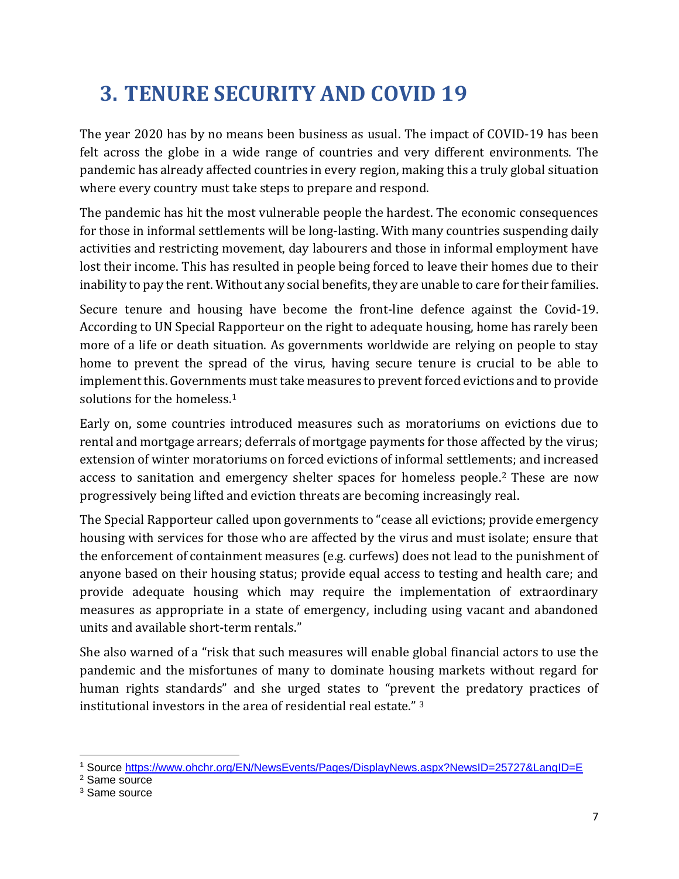# 3. TENURE SECURITY AND COVID 19

The year 2020 has by no means been business as usual. The impact of COVID-19 has been felt across the globe in a wide range of countries and very different environments. The pandemic has already affected countries in every region, making this a truly global situation where every country must take steps to prepare and respond.

The pandemic has hit the most vulnerable people the hardest. The economic consequences for those in informal settlements will be long-lasting. With many countries suspending daily activities and restricting movement, day labourers and those in informal employment have lost their income. This has resulted in people being forced to leave their homes due to their inability to pay the rent. Without any social benefits, they are unable to care for their families.

Secure tenure and housing have become the front-line defence against the Covid-19. According to UN Special Rapporteur on the right to adequate housing, home has rarely been more of a life or death situation. As governments worldwide are relying on people to stay home to prevent the spread of the virus, having secure tenure is crucial to be able to implement this. Governments must take measures to prevent forced evictions and to provide solutions for the homeless.[1]

Early on, some countries introduced measures such as moratoriums on evictions due to rental and mortgage arrears; deferrals of mortgage payments for those affected by the virus; extension of winter moratoriums on forced evictions of informal settlements; and increased access to sanitation and emergency shelter spaces for homeless people.[2] These are now progressively being lifted and eviction threats are becoming increasingly real.

The Special Rapporteur called upon governments to "cease all evictions; provide emergency housing with services for those who are affected by the virus and must isolate; ensure that the enforcement of containment measures (e.g. curfews) does not lead to the punishment of anyone based on their housing status; provide equal access to testing and health care; and provide adequate housing which may require the implementation of extraordinary measures as appropriate in a state of emergency, including using vacant and abandoned units and available short-term rentals."

She also warned of a "risk that such measures will enable global financial actors to use the pandemic and the misfortunes of many to dominate housing markets without regard for human rights standards" and she urged states to "prevent the predatory practices of institutional investors in the area of residential real estate." [3]

---

[1] Source https://www.ohchr.org/EN/NewsEvents/Pages/DisplayNews.aspx?NewsID=25727&LangID=E

[2] Same source

[3] Same source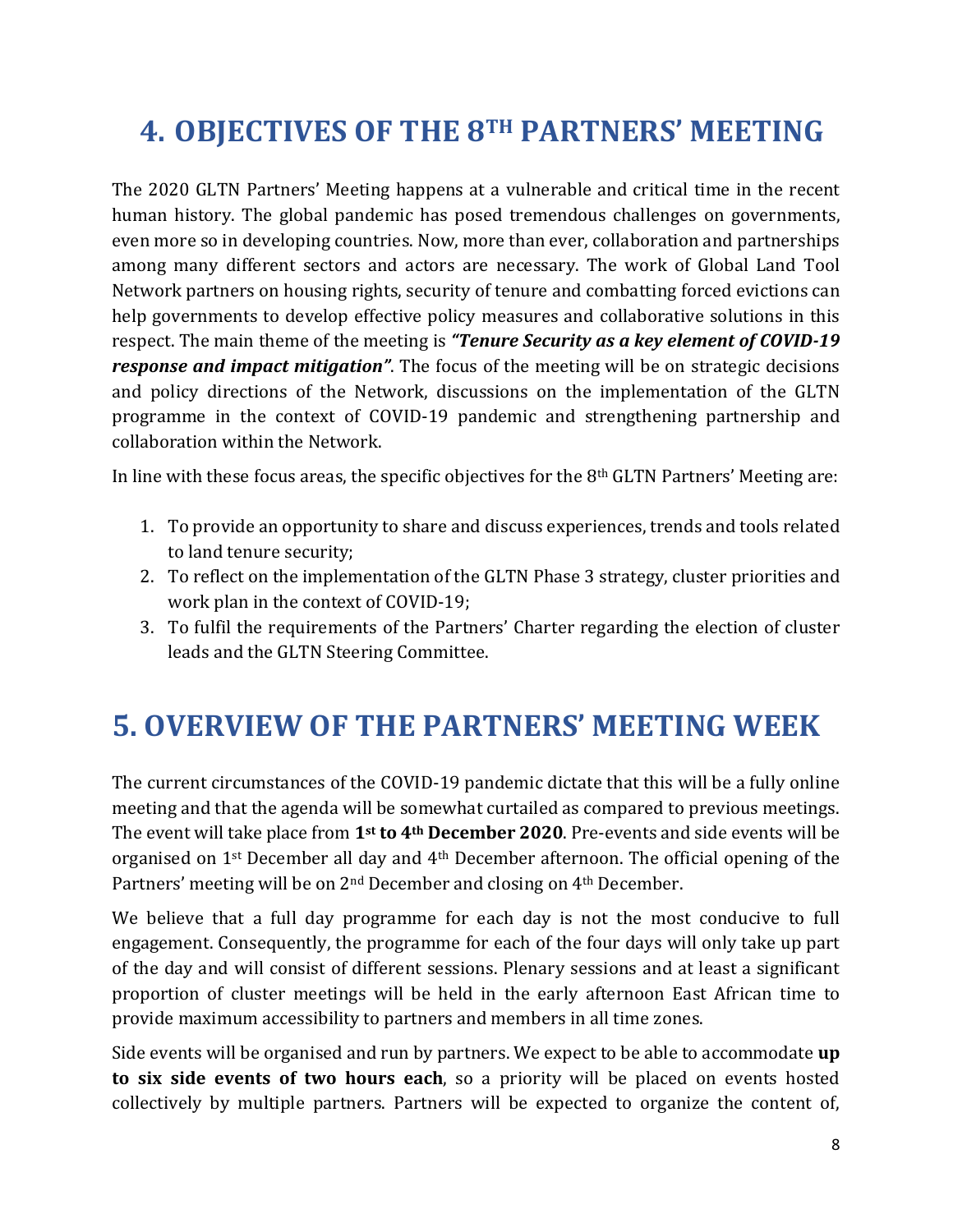# 4. OBJECTIVES OF THE 8TH PARTNERS' MEETING

The 2020 GLTN Partners' Meeting happens at a vulnerable and critical time in the recent human history. The global pandemic has posed tremendous challenges on governments, even more so in developing countries. Now, more than ever, collaboration and partnerships among many different sectors and actors are necessary. The work of Global Land Tool Network partners on housing rights, security of tenure and combatting forced evictions can help governments to develop effective policy measures and collaborative solutions in this respect. The main theme of the meeting is ***"Tenure Security as a key element of COVID-19 response and impact mitigation"***. The focus of the meeting will be on strategic decisions and policy directions of the Network, discussions on the implementation of the GLTN programme in the context of COVID-19 pandemic and strengthening partnership and collaboration within the Network.

In line with these focus areas, the specific objectives for the 8th GLTN Partners' Meeting are:

1. To provide an opportunity to share and discuss experiences, trends and tools related to land tenure security;
2. To reflect on the implementation of the GLTN Phase 3 strategy, cluster priorities and work plan in the context of COVID-19;
3. To fulfil the requirements of the Partners' Charter regarding the election of cluster leads and the GLTN Steering Committee.

# 5. OVERVIEW OF THE PARTNERS' MEETING WEEK

The current circumstances of the COVID-19 pandemic dictate that this will be a fully online meeting and that the agenda will be somewhat curtailed as compared to previous meetings. The event will take place from **1st to 4th December 2020**. Pre-events and side events will be organised on 1st December all day and 4th December afternoon. The official opening of the Partners' meeting will be on 2nd December and closing on 4th December.

We believe that a full day programme for each day is not the most conducive to full engagement. Consequently, the programme for each of the four days will only take up part of the day and will consist of different sessions. Plenary sessions and at least a significant proportion of cluster meetings will be held in the early afternoon East African time to provide maximum accessibility to partners and members in all time zones.

Side events will be organised and run by partners. We expect to be able to accommodate **up to six side events of two hours each**, so a priority will be placed on events hosted collectively by multiple partners. Partners will be expected to organize the content of,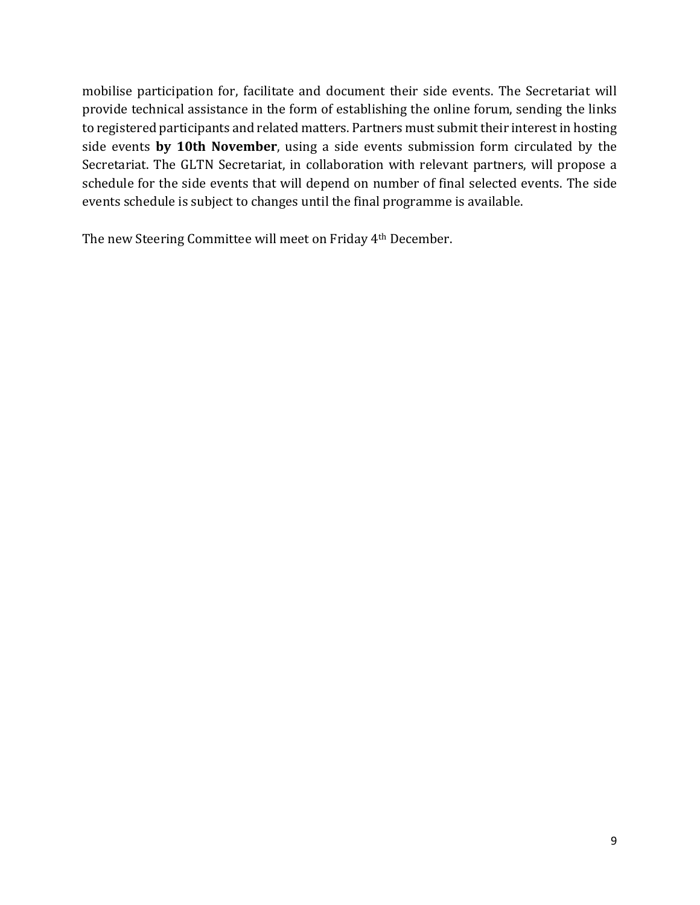mobilise participation for, facilitate and document their side events. The Secretariat will provide technical assistance in the form of establishing the online forum, sending the links to registered participants and related matters. Partners must submit their interest in hosting side events **by 10th November**, using a side events submission form circulated by the Secretariat. The GLTN Secretariat, in collaboration with relevant partners, will propose a schedule for the side events that will depend on number of final selected events. The side events schedule is subject to changes until the final programme is available.

The new Steering Committee will meet on Friday 4th December.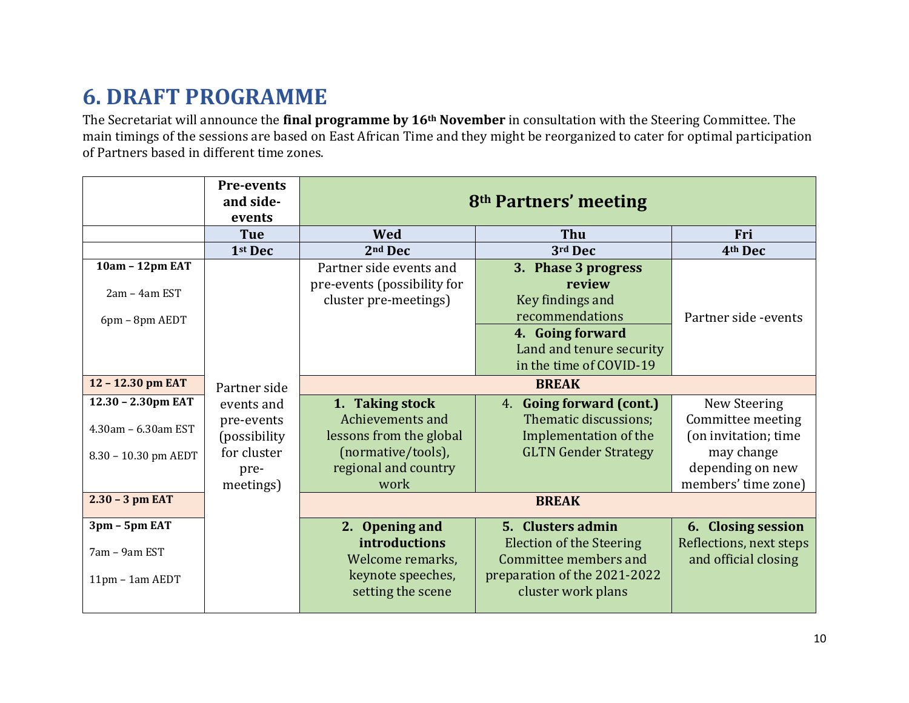# 6. DRAFT PROGRAMME

The Secretariat will announce the **final programme by 16th November** in consultation with the Steering Committee. The main timings of the sessions are based on East African Time and they might be reorganized to cater for optimal participation of Partners based in different time zones.

| | Pre-events and side-events | 8th Partners' meeting | | |
|---|---|---|---|---|
| | **Tue** | **Wed** | **Thu** | **Fri** |
| | **1st Dec** | **2nd Dec** | **3rd Dec** | **4th Dec** |
| **10am – 12pm EAT**<br>2am – 4am EST<br>6pm – 8pm AEDT | Partner side events and pre-events (possibility for cluster pre-meetings) | Partner side events and pre-events (possibility for cluster pre-meetings) | **3. Phase 3 progress review**<br>Key findings and recommendations<br>**4. Going forward**<br>Land and tenure security in the time of COVID-19 | Partner side -events |
| **12 – 12.30 pm EAT** | | **BREAK** | | |
| **12.30 – 2.30pm EAT**<br>4.30am – 6.30am EST<br>8.30 – 10.30 pm AEDT | | **1. Taking stock**<br>Achievements and lessons from the global (normative/tools), regional and country work | 4. **Going forward (cont.)**<br>Thematic discussions; Implementation of the GLTN Gender Strategy | New Steering Committee meeting (on invitation; time may change depending on new members' time zone) |
| **2.30 – 3 pm EAT** | | **BREAK** | | |
| **3pm – 5pm EAT**<br>7am – 9am EST<br>11pm – 1am AEDT | | **2. Opening and introductions**<br>Welcome remarks, keynote speeches, setting the scene | **5. Clusters admin**<br>Election of the Steering Committee members and preparation of the 2021-2022 cluster work plans | **6. Closing session**<br>Reflections, next steps and official closing |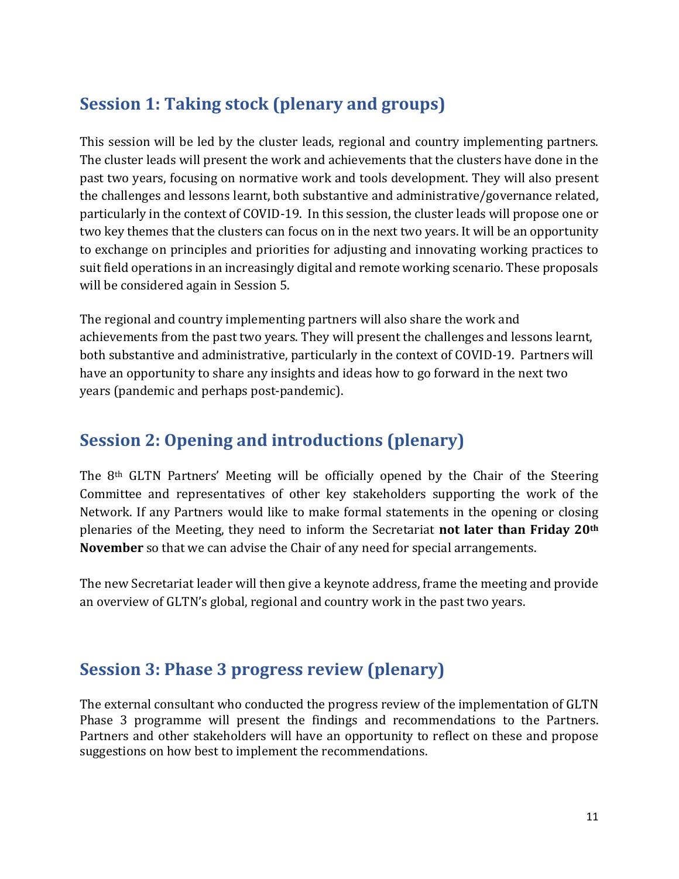## Session 1: Taking stock (plenary and groups)

This session will be led by the cluster leads, regional and country implementing partners. The cluster leads will present the work and achievements that the clusters have done in the past two years, focusing on normative work and tools development. They will also present the challenges and lessons learnt, both substantive and administrative/governance related, particularly in the context of COVID-19. In this session, the cluster leads will propose one or two key themes that the clusters can focus on in the next two years. It will be an opportunity to exchange on principles and priorities for adjusting and innovating working practices to suit field operations in an increasingly digital and remote working scenario. These proposals will be considered again in Session 5.

The regional and country implementing partners will also share the work and achievements from the past two years. They will present the challenges and lessons learnt, both substantive and administrative, particularly in the context of COVID-19. Partners will have an opportunity to share any insights and ideas how to go forward in the next two years (pandemic and perhaps post-pandemic).

## Session 2: Opening and introductions (plenary)

The 8th GLTN Partners' Meeting will be officially opened by the Chair of the Steering Committee and representatives of other key stakeholders supporting the work of the Network. If any Partners would like to make formal statements in the opening or closing plenaries of the Meeting, they need to inform the Secretariat **not later than Friday 20th November** so that we can advise the Chair of any need for special arrangements.

The new Secretariat leader will then give a keynote address, frame the meeting and provide an overview of GLTN's global, regional and country work in the past two years.

## Session 3: Phase 3 progress review (plenary)

The external consultant who conducted the progress review of the implementation of GLTN Phase 3 programme will present the findings and recommendations to the Partners. Partners and other stakeholders will have an opportunity to reflect on these and propose suggestions on how best to implement the recommendations.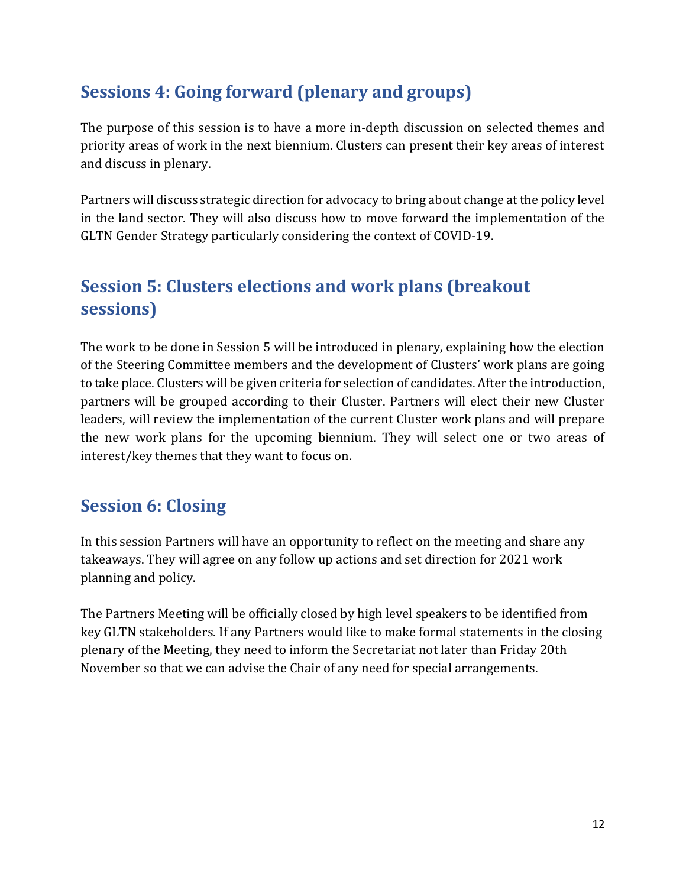## Sessions 4: Going forward (plenary and groups)

The purpose of this session is to have a more in-depth discussion on selected themes and priority areas of work in the next biennium. Clusters can present their key areas of interest and discuss in plenary.

Partners will discuss strategic direction for advocacy to bring about change at the policy level in the land sector. They will also discuss how to move forward the implementation of the GLTN Gender Strategy particularly considering the context of COVID-19.

## Session 5: Clusters elections and work plans (breakout sessions)

The work to be done in Session 5 will be introduced in plenary, explaining how the election of the Steering Committee members and the development of Clusters' work plans are going to take place. Clusters will be given criteria for selection of candidates. After the introduction, partners will be grouped according to their Cluster. Partners will elect their new Cluster leaders, will review the implementation of the current Cluster work plans and will prepare the new work plans for the upcoming biennium. They will select one or two areas of interest/key themes that they want to focus on.

## Session 6: Closing

In this session Partners will have an opportunity to reflect on the meeting and share any takeaways. They will agree on any follow up actions and set direction for 2021 work planning and policy.

The Partners Meeting will be officially closed by high level speakers to be identified from key GLTN stakeholders. If any Partners would like to make formal statements in the closing plenary of the Meeting, they need to inform the Secretariat not later than Friday 20th November so that we can advise the Chair of any need for special arrangements.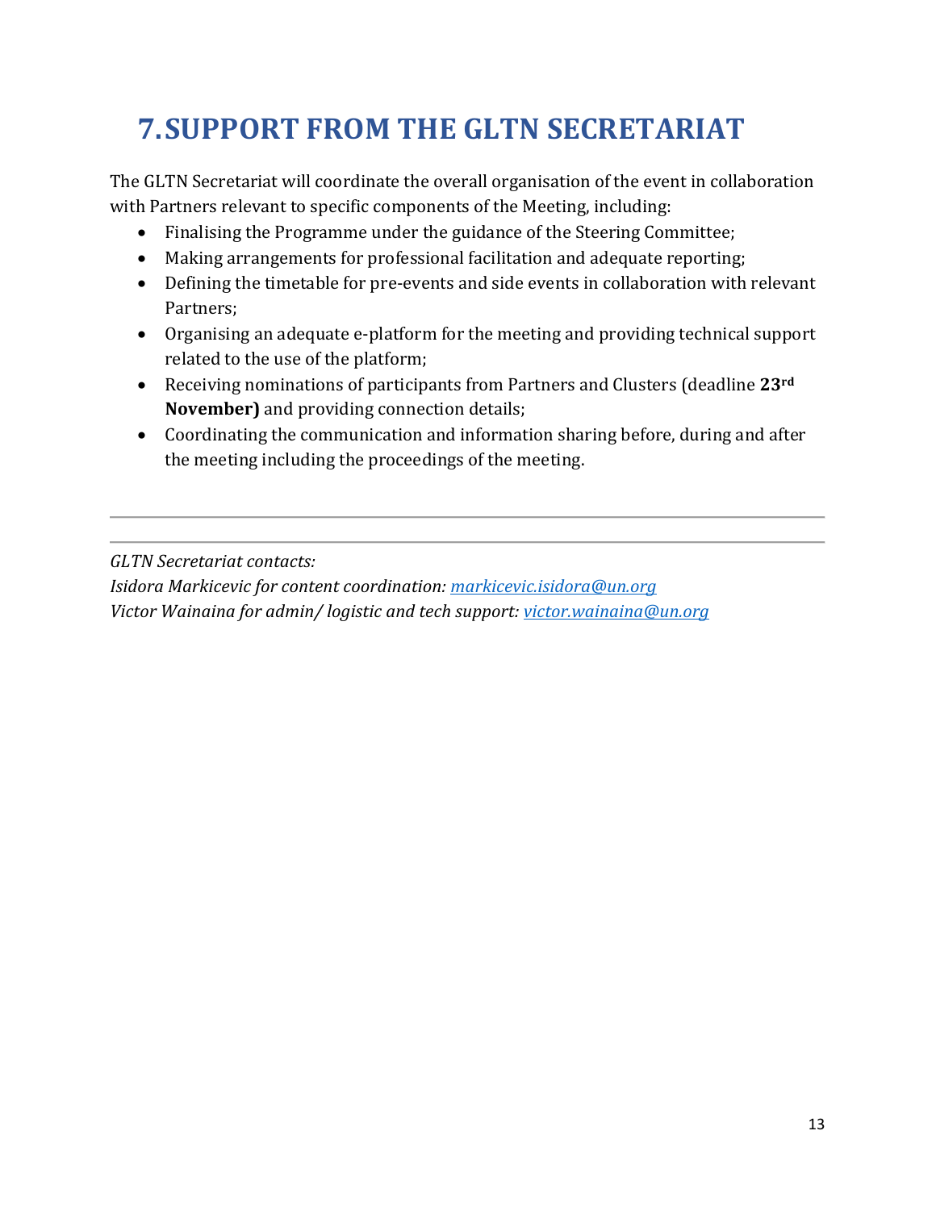# 7. SUPPORT FROM THE GLTN SECRETARIAT

The GLTN Secretariat will coordinate the overall organisation of the event in collaboration with Partners relevant to specific components of the Meeting, including:

- Finalising the Programme under the guidance of the Steering Committee;
- Making arrangements for professional facilitation and adequate reporting;
- Defining the timetable for pre-events and side events in collaboration with relevant Partners;
- Organising an adequate e-platform for the meeting and providing technical support related to the use of the platform;
- Receiving nominations of participants from Partners and Clusters (deadline **23rd November)** and providing connection details;
- Coordinating the communication and information sharing before, during and after the meeting including the proceedings of the meeting.

---

*GLTN Secretariat contacts:*
*Isidora Markicevic for content coordination: markicevic.isidora@un.org*
*Victor Wainaina for admin/ logistic and tech support: victor.wainaina@un.org*